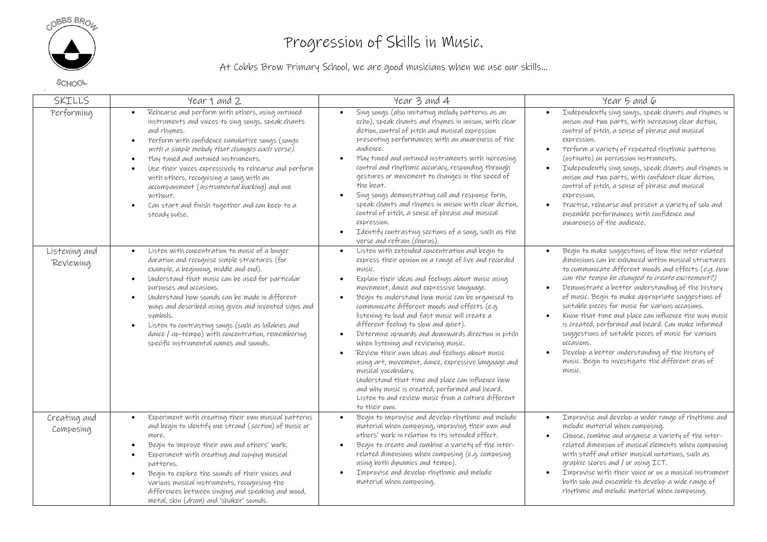# Progression of Skills in Music.

At Cobbs Brow Primary School, we are good musicians when we use our skills…

| SKILLS | Year 1 and 2 | Year 3 and 4 | Year 5 and 6 |
| --- | --- | --- | --- |
| Performing | • Rehearse and perform with others, using untuned instruments and voices to sing songs, speak chants and rhymes.<br>• Perform with confidence cumulative songs (*songs with a simple melody that changes each verse).*<br>• Play tuned and untuned instruments.<br>• Use their voices expressively to rehearse and perform with others, recognising a song with an accompaniment (*instrumental backing*) and one without.<br>• Can start and finish together and can keep to a steady pulse. | • Sing songs (also imitating melody patterns as an echo), speak chants and rhymes in unison, with clear diction, control of pitch and musical expression presenting performances with an awareness of the audience.<br>• Play tuned and untuned instruments with increasing control and rhythmic accuracy, responding through gestures or movement to changes in the speed of the beat.<br>• Sing songs demonstrating call and response form, speak chants and rhymes in unison with clear diction, control of pitch, a sense of phrase and musical expression.<br>• Identify contrasting sections of a song, such as the verse and refrain (chorus). | • Independently sing songs, speak chants and rhymes in unison and two parts, with increasing clear diction, control of pitch, a sense of phrase and musical expression.<br>• Perform a variety of repeated rhythmic patterns (ostinato) on percussion instruments.<br>• Independently sing songs, speak chants and rhymes in unison and two parts, with confident clear diction, control of pitch, a sense of phrase and musical expression.<br>• Practise, rehearse and present a variety of solo and ensemble performances with confidence and awareness of the audience. |
| Listening and Reviewing | • Listen with concentration to music of a longer duration and recognise simple structures (for example, a beginning, middle and end).<br>• Understand that music can be used for particular purposes and occasions.<br>• Understand how sounds can be made in different ways and described using given and invented signs and symbols.<br>• Listen to contrasting songs (such as lullabies and dance / up-tempo) with concentration, remembering specific instrumental names and sounds. | • Listen with extended concentration and begin to express their opinion on a range of live and recorded music.<br>• Explain their ideas and feelings about music using movement, dance and expressive language.<br>• Begin to understand how music can be organised to communicate different moods and effects (e.g. listening to loud and fast music will create a different feeling to slow and quiet).<br>• Determine upwards and downwards direction in pitch when listening and reviewing music.<br>• Review their own ideas and feelings about music using art, movement, dance, expressive language and musical vocabulary.<br>Understand that time and place can influence how and why music is created, performed and heard.<br>Listen to and review music from a culture different to their own. | • Begin to make suggestions of how the inter-related dimensions can be enhanced within musical structures to communicate different moods and effects (*e.g. how can the tempo be changed to create excitement?)*<br>• Demonstrate a better understanding of the history of music. Begin to make appropriate suggestions of suitable pieces for music for various occasions.<br>• Know that time and place can influence the way music is created, performed and heard. Can make informed suggestions of suitable pieces of music for various occasions.<br>• Develop a better understanding of the history of music. Begin to investigate the different eras of music. |
| Creating and Composing | • Experiment with creating their own musical patterns and begin to identify one strand (*section*) of music or more.<br>• Begin to improve their own and others' work.<br>• Experiment with creating and copying musical patterns.<br>• Begin to explore the sounds of their voices and various musical instruments, recognising the differences between singing and speaking and wood, metal, skin (*drum*) and 'shaker' sounds. | • Begin to improvise and develop rhythmic and melodic material when composing, improving their own and others' work in relation to its intended effect.<br>• Begin to create and combine a variety of the inter-related dimensions when composing (e.g. composing using both dynamics and tempo).<br>• Improvise and develop rhythmic and melodic material when composing. | • Improvise and develop a wider range of rhythmic and melodic material when composing.<br>• Choose, combine and organise a variety of the inter-related dimension of musical elements when composing with staff and other musical notations, such as graphic scores and / or using ICT.<br>• Improvise with their voice or on a musical instrument both solo and ensemble to develop a wide range of rhythmic and melodic material when composing. |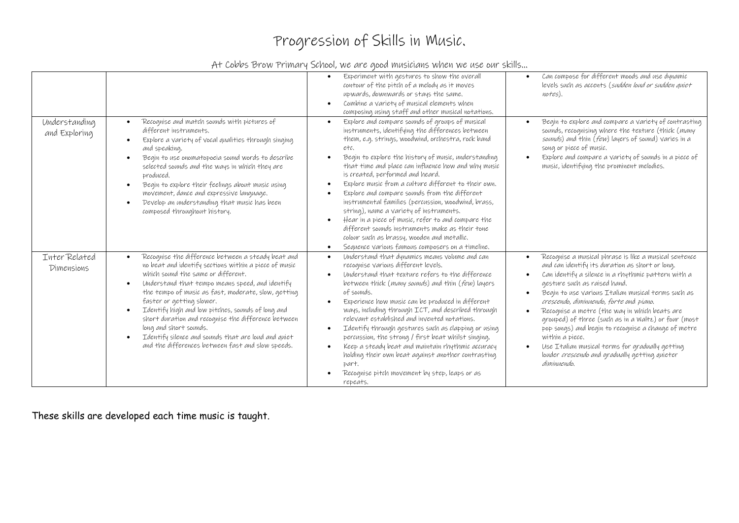# Progression of Skills in Music.

At Cobbs Brow Primary School, we are good musicians when we use our skills...

| | | | |
|---|---|---|---|
| | | • Experiment with gestures to show the overall contour of the pitch of a melody as it moves upwards, downwards or stays the same.<br>• Combine a variety of musical elements when composing using staff and other musical notations. | • Can compose for different moods and use dynamic levels such as accents (*sudden loud or sudden quiet notes*). |
| Understanding and Exploring | • Recognise and match sounds with pictures of different instruments.<br>• Explore a variety of vocal qualities through singing and speaking.<br>• Begin to use onomatopoeia sound words to describe selected sounds and the ways in which they are produced.<br>• Begin to explore their feelings about music using movement, dance and expressive language.<br>• Develop an understanding that music has been composed throughout history. | • Explore and compare sounds of groups of musical instruments, identifying the differences between them, e.g. strings, woodwind, orchestra, rock band etc.<br>• Begin to explore the history of music, understanding that time and place can influence how and why music is created, performed and heard.<br>• Explore music from a culture different to their own.<br>• Explore and compare sounds from the different instrumental families (percussion, woodwind, brass, string), name a variety of instruments.<br>• Hear in a piece of music, refer to and compare the different sounds instruments make as their tone colour such as brassy, wooden and metallic.<br>• Sequence various famous composers on a timeline. | • Begin to explore and compare a variety of contrasting sounds, recognising where the texture (thick (*many sounds*) and thin (*few*) layers of sound) varies in a song or piece of music.<br>• Explore and compare a variety of sounds in a piece of music, identifying the prominent melodies. |
| Inter Related Dimensions | • Recognise the difference between a steady beat and no beat and identify sections within a piece of music which sound the same or different.<br>• Understand that tempo means speed, and identify the tempo of music as fast, moderate, slow, getting faster or getting slower.<br>• Identify high and low pitches, sounds of long and short duration and recognise the difference between long and short sounds.<br>• Identify silence and sounds that are loud and quiet and the differences between fast and slow speeds. | • Understand that dynamics means volume and can recognise various different levels.<br>• Understand that texture refers to the difference between thick (*many sounds*) and thin (*few*) layers of sounds.<br>• Experience how music can be produced in different ways, including through ICT, and described through relevant established and invented notations.<br>• Identify through gestures such as clapping or using percussion, the strong / first beat whilst singing.<br>• Keep a steady beat and maintain rhythmic accuracy holding their own beat against another contrasting part.<br>• Recognise pitch movement by step, leaps or as repeats. | • Recognise a musical phrase is like a musical sentence and can identify its duration as short or long.<br>• Can identify a silence in a rhythmic pattern with a gesture such as raised hand.<br>• Begin to use various Italian musical terms such as *crescendo, diminuendo, forte* and *piano*.<br>• Recognise a metre (the way in which beats are grouped) of three (such as in a waltz) or four (most pop songs) and begin to recognise a change of metre within a piece.<br>• Use Italian musical terms for gradually getting louder *crescendo* and gradually getting quieter *diminuendo*. |

These skills are developed each time music is taught.